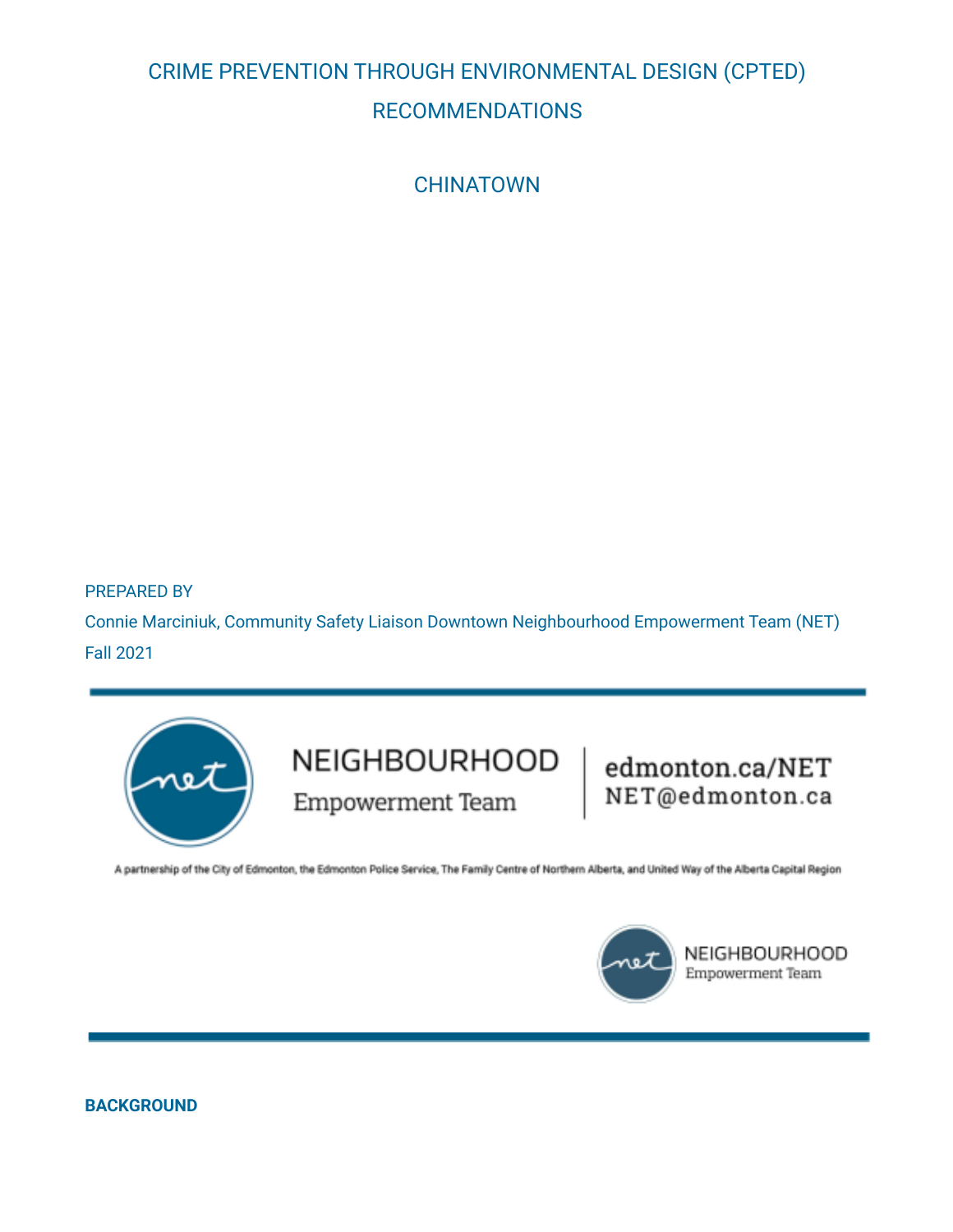# CRIME PREVENTION THROUGH ENVIRONMENTAL DESIGN (CPTED) RECOMMENDATIONS

## CHINATOWN

PREPARED BY

Connie Marciniuk, Community Safety Liaison Downtown Neighbourhood Empowerment Team (NET)

Fall 2021

NEIGHBOURHOOD Empowerment Team | edmonton.ca/NET NET@edmonton.ca

A partnership of the City of Edmonton, the Edmonton Police Service, The Family Centre of Northern Alberta, and United Way of the Alberta Capital Region

NEIGHBOURHOOD Empowerment Team

**BACKGROUND**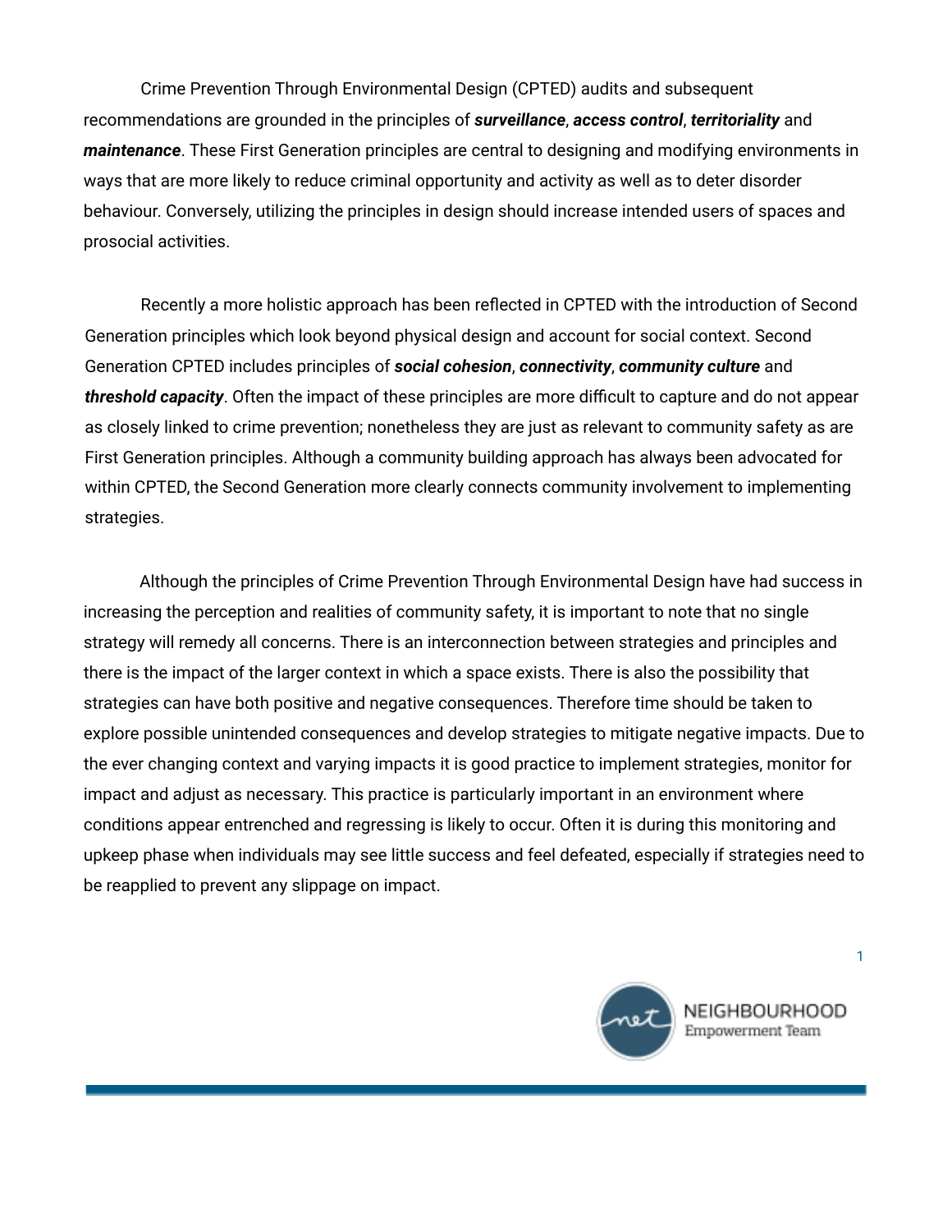Crime Prevention Through Environmental Design (CPTED) audits and subsequent recommendations are grounded in the principles of ***surveillance***, ***access control***, ***territoriality*** and ***maintenance***. These First Generation principles are central to designing and modifying environments in ways that are more likely to reduce criminal opportunity and activity as well as to deter disorder behaviour. Conversely, utilizing the principles in design should increase intended users of spaces and prosocial activities.

Recently a more holistic approach has been reflected in CPTED with the introduction of Second Generation principles which look beyond physical design and account for social context. Second Generation CPTED includes principles of ***social cohesion***, ***connectivity***, ***community culture*** and ***threshold capacity***. Often the impact of these principles are more difficult to capture and do not appear as closely linked to crime prevention; nonetheless they are just as relevant to community safety as are First Generation principles. Although a community building approach has always been advocated for within CPTED, the Second Generation more clearly connects community involvement to implementing strategies.

Although the principles of Crime Prevention Through Environmental Design have had success in increasing the perception and realities of community safety, it is important to note that no single strategy will remedy all concerns. There is an interconnection between strategies and principles and there is the impact of the larger context in which a space exists. There is also the possibility that strategies can have both positive and negative consequences. Therefore time should be taken to explore possible unintended consequences and develop strategies to mitigate negative impacts. Due to the ever changing context and varying impacts it is good practice to implement strategies, monitor for impact and adjust as necessary. This practice is particularly important in an environment where conditions appear entrenched and regressing is likely to occur. Often it is during this monitoring and upkeep phase when individuals may see little success and feel defeated, especially if strategies need to be reapplied to prevent any slippage on impact.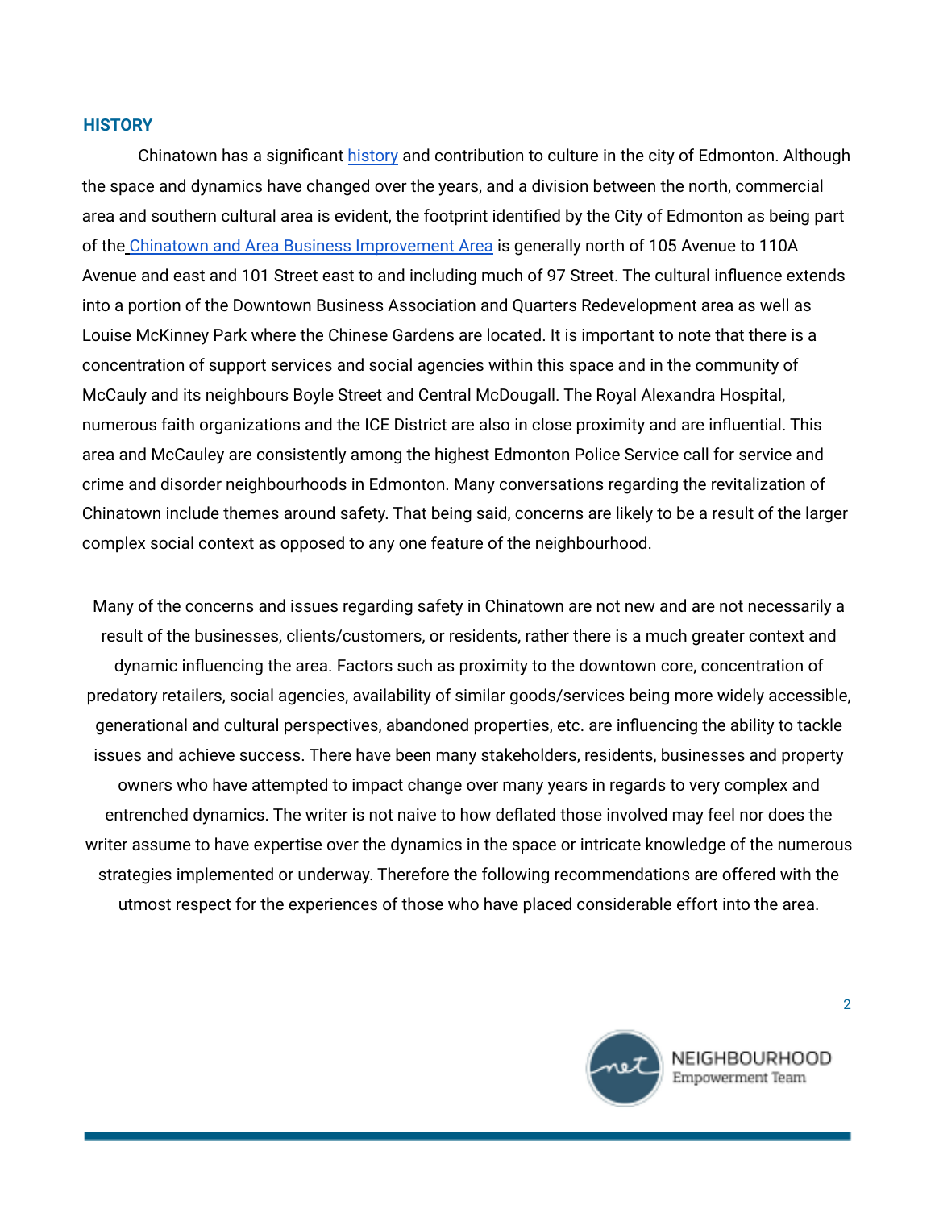## HISTORY

Chinatown has a significant history and contribution to culture in the city of Edmonton. Although the space and dynamics have changed over the years, and a division between the north, commercial area and southern cultural area is evident, the footprint identified by the City of Edmonton as being part of the Chinatown and Area Business Improvement Area is generally north of 105 Avenue to 110A Avenue and east and 101 Street east to and including much of 97 Street. The cultural influence extends into a portion of the Downtown Business Association and Quarters Redevelopment area as well as Louise McKinney Park where the Chinese Gardens are located. It is important to note that there is a concentration of support services and social agencies within this space and in the community of McCauly and its neighbours Boyle Street and Central McDougall. The Royal Alexandra Hospital, numerous faith organizations and the ICE District are also in close proximity and are influential. This area and McCauley are consistently among the highest Edmonton Police Service call for service and crime and disorder neighbourhoods in Edmonton. Many conversations regarding the revitalization of Chinatown include themes around safety. That being said, concerns are likely to be a result of the larger complex social context as opposed to any one feature of the neighbourhood.

Many of the concerns and issues regarding safety in Chinatown are not new and are not necessarily a result of the businesses, clients/customers, or residents, rather there is a much greater context and dynamic influencing the area. Factors such as proximity to the downtown core, concentration of predatory retailers, social agencies, availability of similar goods/services being more widely accessible, generational and cultural perspectives, abandoned properties, etc. are influencing the ability to tackle issues and achieve success. There have been many stakeholders, residents, businesses and property owners who have attempted to impact change over many years in regards to very complex and entrenched dynamics. The writer is not naive to how deflated those involved may feel nor does the writer assume to have expertise over the dynamics in the space or intricate knowledge of the numerous strategies implemented or underway. Therefore the following recommendations are offered with the utmost respect for the experiences of those who have placed considerable effort into the area.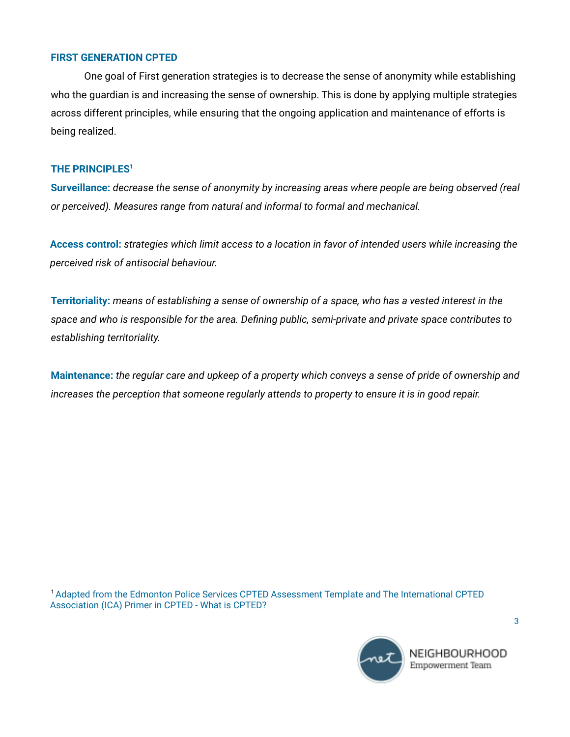## FIRST GENERATION CPTED

One goal of First generation strategies is to decrease the sense of anonymity while establishing who the guardian is and increasing the sense of ownership. This is done by applying multiple strategies across different principles, while ensuring that the ongoing application and maintenance of efforts is being realized.

## THE PRINCIPLES[1]

**Surveillance:** *decrease the sense of anonymity by increasing areas where people are being observed (real or perceived). Measures range from natural and informal to formal and mechanical.*

**Access control:** *strategies which limit access to a location in favor of intended users while increasing the perceived risk of antisocial behaviour.*

**Territoriality:** *means of establishing a sense of ownership of a space, who has a vested interest in the space and who is responsible for the area. Defining public, semi-private and private space contributes to establishing territoriality.*

**Maintenance:** *the regular care and upkeep of a property which conveys a sense of pride of ownership and increases the perception that someone regularly attends to property to ensure it is in good repair.*

[1] Adapted from the Edmonton Police Services CPTED Assessment Template and The International CPTED Association (ICA) Primer in CPTED - What is CPTED?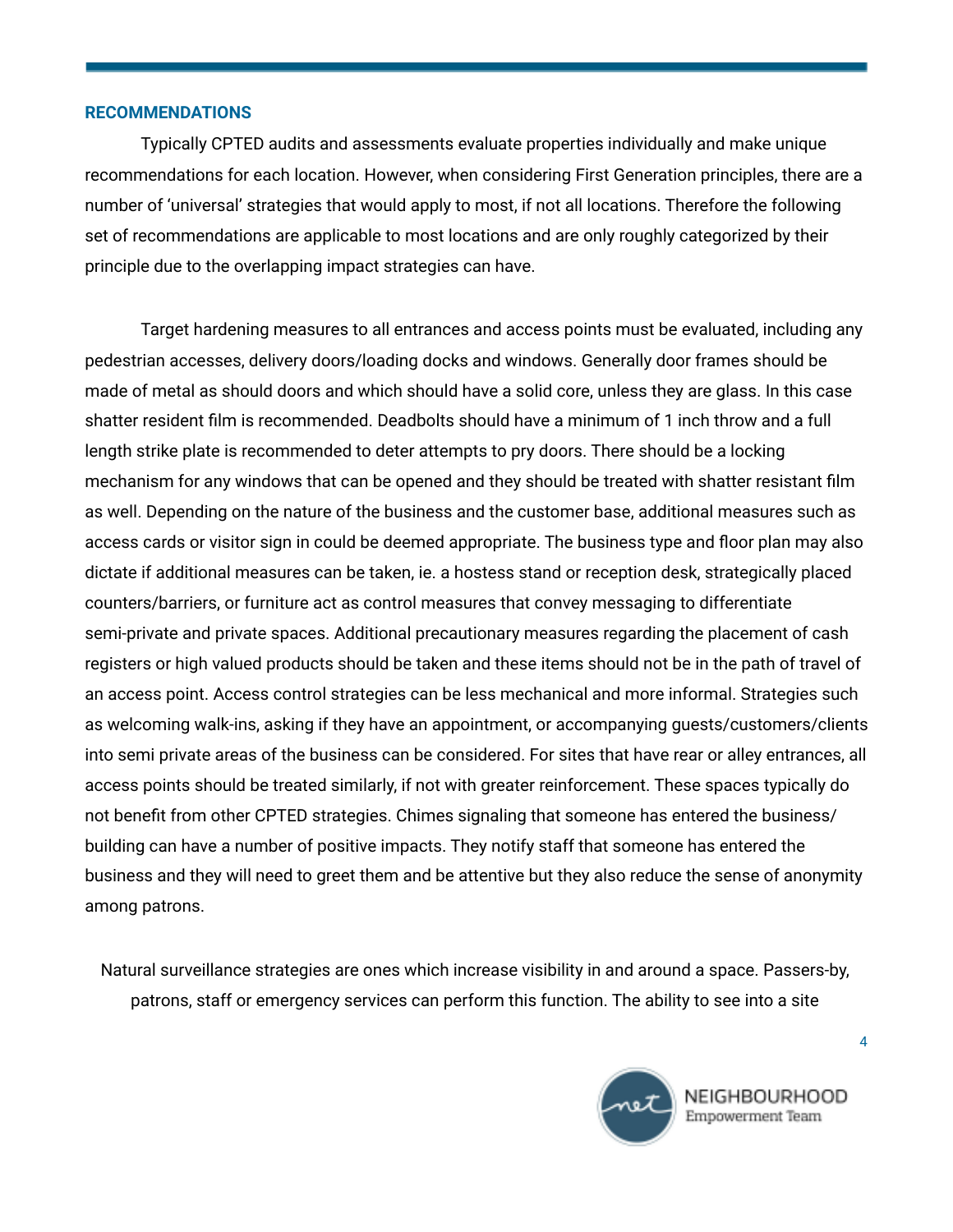## RECOMMENDATIONS

Typically CPTED audits and assessments evaluate properties individually and make unique recommendations for each location. However, when considering First Generation principles, there are a number of 'universal' strategies that would apply to most, if not all locations. Therefore the following set of recommendations are applicable to most locations and are only roughly categorized by their principle due to the overlapping impact strategies can have.

Target hardening measures to all entrances and access points must be evaluated, including any pedestrian accesses, delivery doors/loading docks and windows. Generally door frames should be made of metal as should doors and which should have a solid core, unless they are glass. In this case shatter resident film is recommended. Deadbolts should have a minimum of 1 inch throw and a full length strike plate is recommended to deter attempts to pry doors. There should be a locking mechanism for any windows that can be opened and they should be treated with shatter resistant film as well. Depending on the nature of the business and the customer base, additional measures such as access cards or visitor sign in could be deemed appropriate. The business type and floor plan may also dictate if additional measures can be taken, ie. a hostess stand or reception desk, strategically placed counters/barriers, or furniture act as control measures that convey messaging to differentiate semi-private and private spaces. Additional precautionary measures regarding the placement of cash registers or high valued products should be taken and these items should not be in the path of travel of an access point. Access control strategies can be less mechanical and more informal. Strategies such as welcoming walk-ins, asking if they have an appointment, or accompanying guests/customers/clients into semi private areas of the business can be considered. For sites that have rear or alley entrances, all access points should be treated similarly, if not with greater reinforcement. These spaces typically do not benefit from other CPTED strategies. Chimes signaling that someone has entered the business/ building can have a number of positive impacts. They notify staff that someone has entered the business and they will need to greet them and be attentive but they also reduce the sense of anonymity among patrons.

Natural surveillance strategies are ones which increase visibility in and around a space. Passers-by, patrons, staff or emergency services can perform this function. The ability to see into a site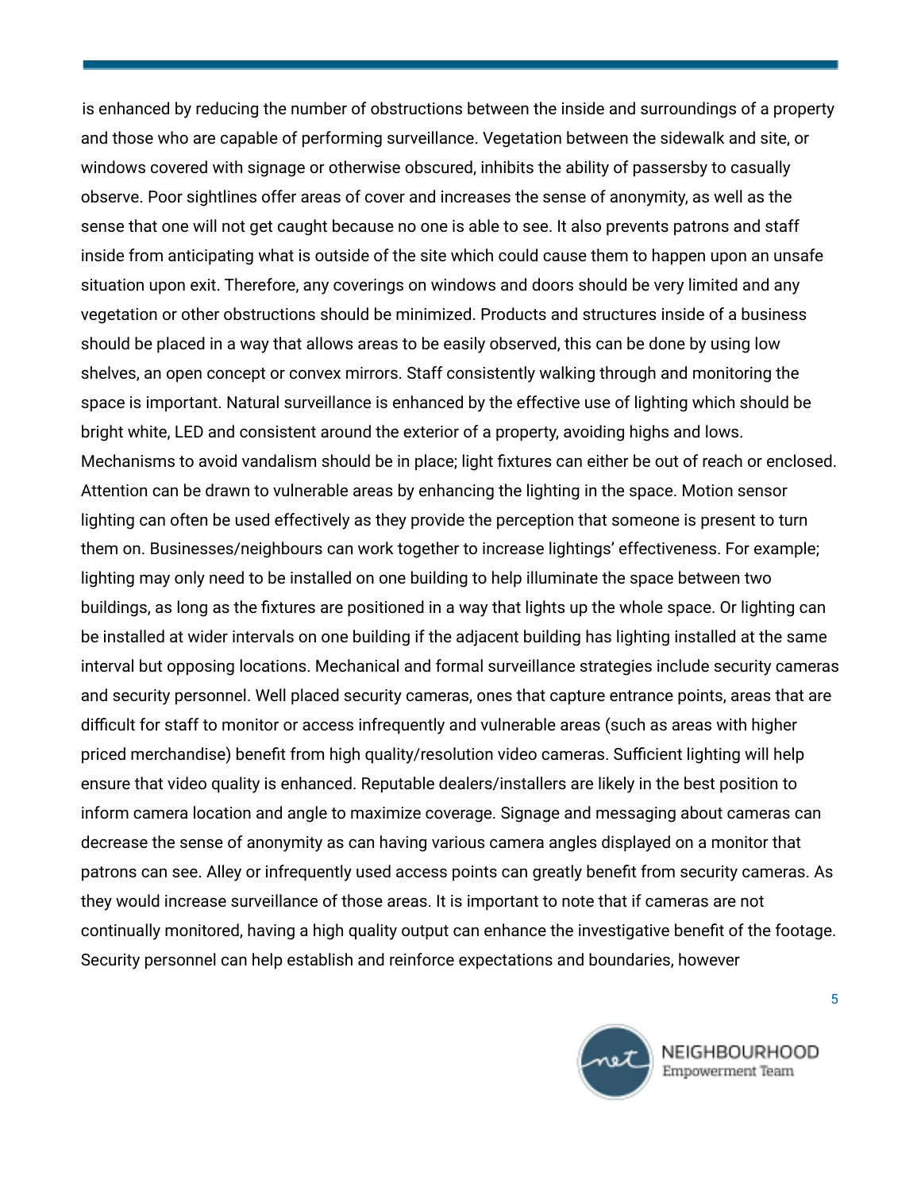is enhanced by reducing the number of obstructions between the inside and surroundings of a property and those who are capable of performing surveillance. Vegetation between the sidewalk and site, or windows covered with signage or otherwise obscured, inhibits the ability of passersby to casually observe. Poor sightlines offer areas of cover and increases the sense of anonymity, as well as the sense that one will not get caught because no one is able to see. It also prevents patrons and staff inside from anticipating what is outside of the site which could cause them to happen upon an unsafe situation upon exit. Therefore, any coverings on windows and doors should be very limited and any vegetation or other obstructions should be minimized. Products and structures inside of a business should be placed in a way that allows areas to be easily observed, this can be done by using low shelves, an open concept or convex mirrors. Staff consistently walking through and monitoring the space is important. Natural surveillance is enhanced by the effective use of lighting which should be bright white, LED and consistent around the exterior of a property, avoiding highs and lows. Mechanisms to avoid vandalism should be in place; light fixtures can either be out of reach or enclosed. Attention can be drawn to vulnerable areas by enhancing the lighting in the space. Motion sensor lighting can often be used effectively as they provide the perception that someone is present to turn them on. Businesses/neighbours can work together to increase lightings' effectiveness. For example; lighting may only need to be installed on one building to help illuminate the space between two buildings, as long as the fixtures are positioned in a way that lights up the whole space. Or lighting can be installed at wider intervals on one building if the adjacent building has lighting installed at the same interval but opposing locations. Mechanical and formal surveillance strategies include security cameras and security personnel. Well placed security cameras, ones that capture entrance points, areas that are difficult for staff to monitor or access infrequently and vulnerable areas (such as areas with higher priced merchandise) benefit from high quality/resolution video cameras. Sufficient lighting will help ensure that video quality is enhanced. Reputable dealers/installers are likely in the best position to inform camera location and angle to maximize coverage. Signage and messaging about cameras can decrease the sense of anonymity as can having various camera angles displayed on a monitor that patrons can see. Alley or infrequently used access points can greatly benefit from security cameras. As they would increase surveillance of those areas. It is important to note that if cameras are not continually monitored, having a high quality output can enhance the investigative benefit of the footage. Security personnel can help establish and reinforce expectations and boundaries, however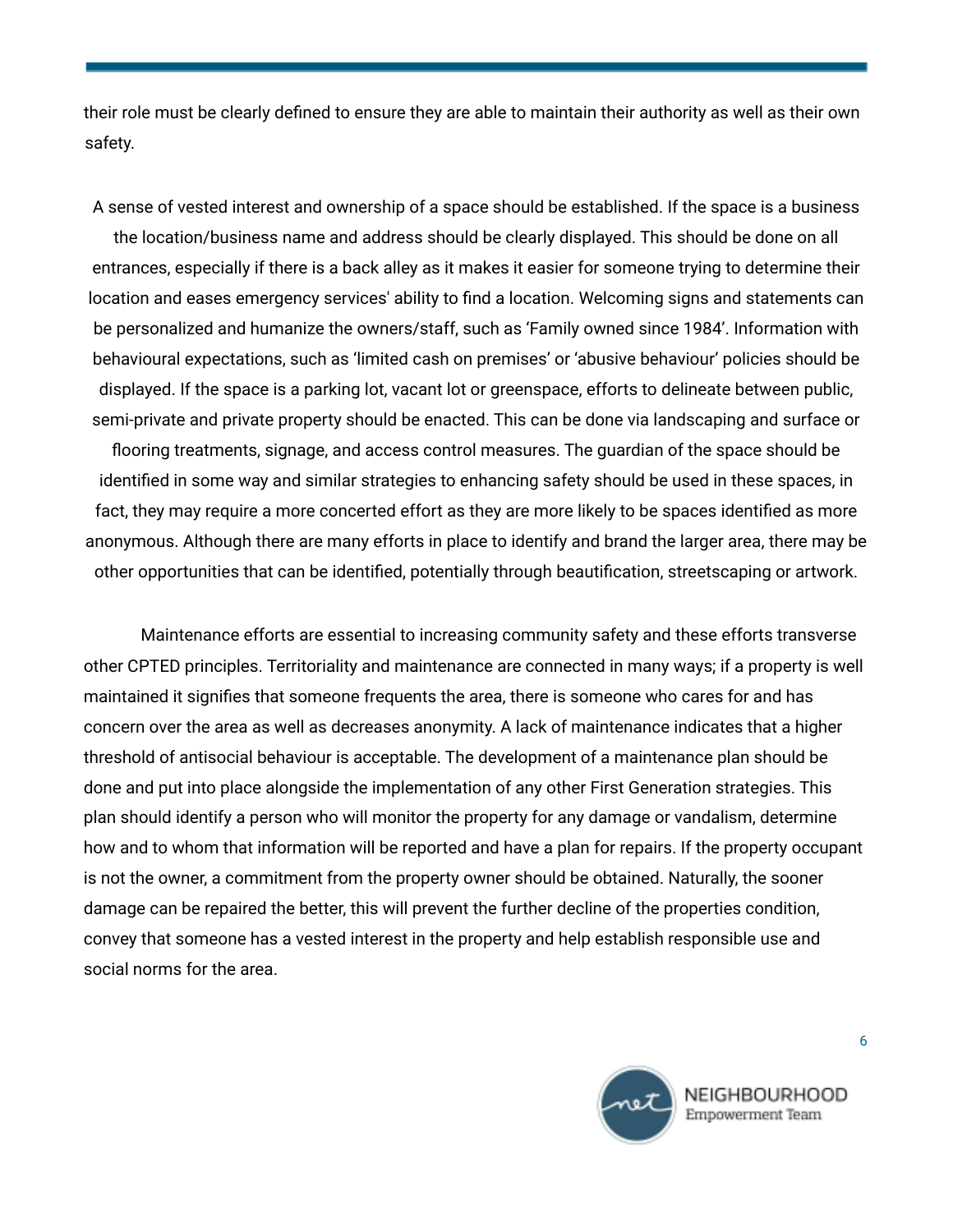their role must be clearly defined to ensure they are able to maintain their authority as well as their own safety.

A sense of vested interest and ownership of a space should be established. If the space is a business the location/business name and address should be clearly displayed. This should be done on all entrances, especially if there is a back alley as it makes it easier for someone trying to determine their location and eases emergency services' ability to find a location. Welcoming signs and statements can be personalized and humanize the owners/staff, such as 'Family owned since 1984'. Information with behavioural expectations, such as 'limited cash on premises' or 'abusive behaviour' policies should be displayed. If the space is a parking lot, vacant lot or greenspace, efforts to delineate between public, semi-private and private property should be enacted. This can be done via landscaping and surface or flooring treatments, signage, and access control measures. The guardian of the space should be identified in some way and similar strategies to enhancing safety should be used in these spaces, in fact, they may require a more concerted effort as they are more likely to be spaces identified as more anonymous. Although there are many efforts in place to identify and brand the larger area, there may be other opportunities that can be identified, potentially through beautification, streetscaping or artwork.

Maintenance efforts are essential to increasing community safety and these efforts transverse other CPTED principles. Territoriality and maintenance are connected in many ways; if a property is well maintained it signifies that someone frequents the area, there is someone who cares for and has concern over the area as well as decreases anonymity. A lack of maintenance indicates that a higher threshold of antisocial behaviour is acceptable. The development of a maintenance plan should be done and put into place alongside the implementation of any other First Generation strategies. This plan should identify a person who will monitor the property for any damage or vandalism, determine how and to whom that information will be reported and have a plan for repairs. If the property occupant is not the owner, a commitment from the property owner should be obtained. Naturally, the sooner damage can be repaired the better, this will prevent the further decline of the properties condition, convey that someone has a vested interest in the property and help establish responsible use and social norms for the area.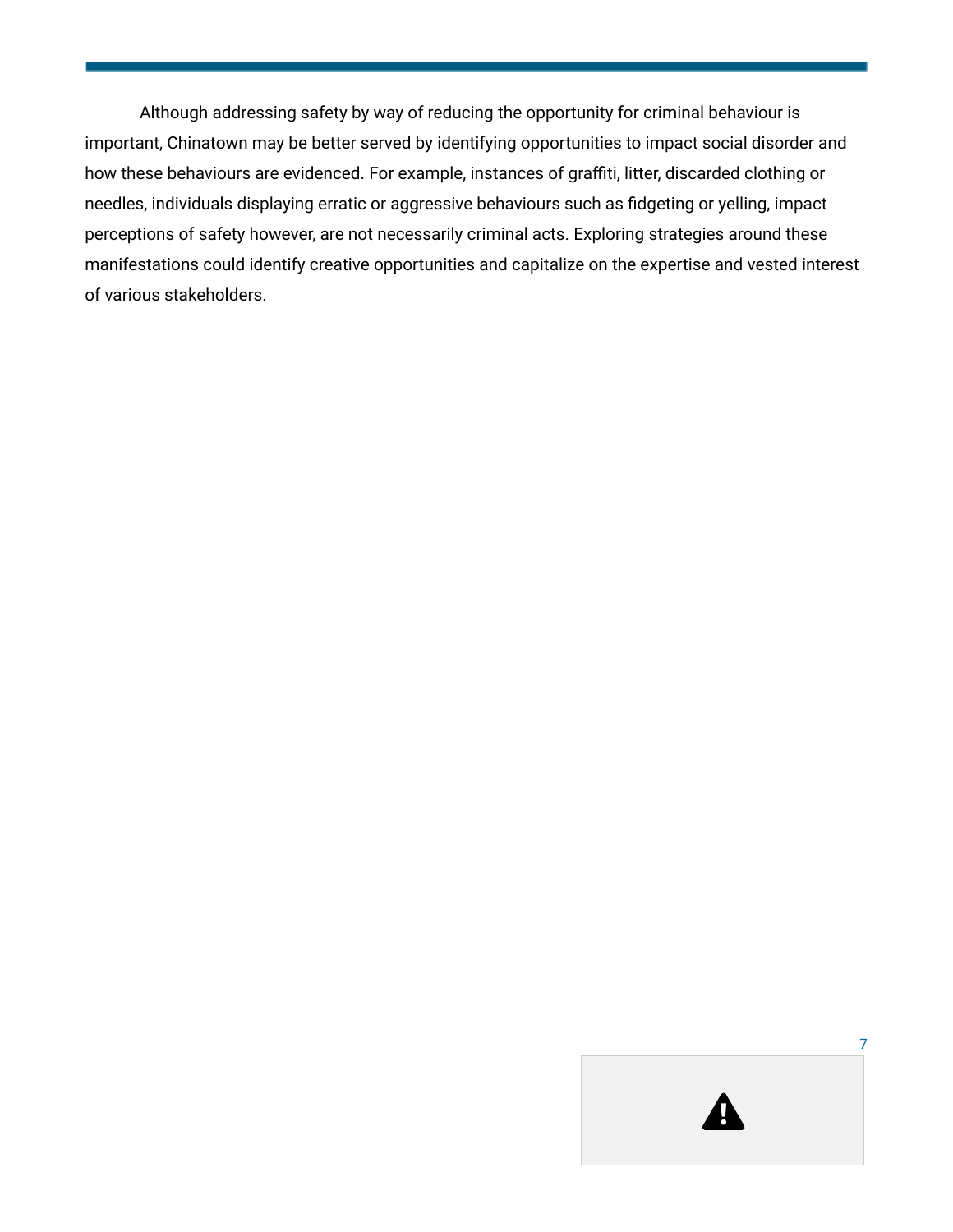Although addressing safety by way of reducing the opportunity for criminal behaviour is important, Chinatown may be better served by identifying opportunities to impact social disorder and how these behaviours are evidenced. For example, instances of graffiti, litter, discarded clothing or needles, individuals displaying erratic or aggressive behaviours such as fidgeting or yelling, impact perceptions of safety however, are not necessarily criminal acts. Exploring strategies around these manifestations could identify creative opportunities and capitalize on the expertise and vested interest of various stakeholders.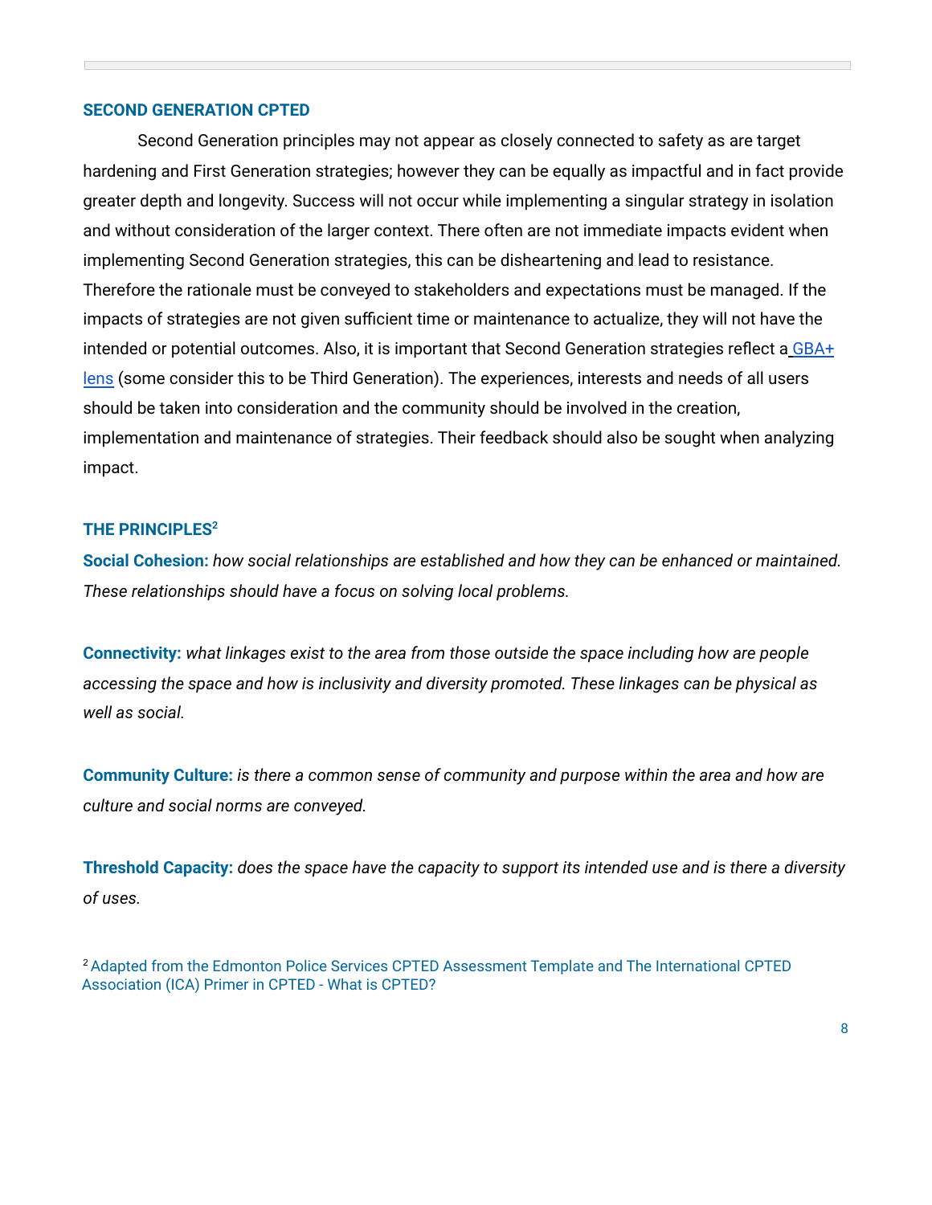## SECOND GENERATION CPTED

Second Generation principles may not appear as closely connected to safety as are target hardening and First Generation strategies; however they can be equally as impactful and in fact provide greater depth and longevity. Success will not occur while implementing a singular strategy in isolation and without consideration of the larger context. There often are not immediate impacts evident when implementing Second Generation strategies, this can be disheartening and lead to resistance. Therefore the rationale must be conveyed to stakeholders and expectations must be managed. If the impacts of strategies are not given sufficient time or maintenance to actualize, they will not have the intended or potential outcomes. Also, it is important that Second Generation strategies reflect a GBA+ lens (some consider this to be Third Generation). The experiences, interests and needs of all users should be taken into consideration and the community should be involved in the creation, implementation and maintenance of strategies. Their feedback should also be sought when analyzing impact.

## THE PRINCIPLES[2]

**Social Cohesion:** *how social relationships are established and how they can be enhanced or maintained. These relationships should have a focus on solving local problems.*

**Connectivity:** *what linkages exist to the area from those outside the space including how are people accessing the space and how is inclusivity and diversity promoted. These linkages can be physical as well as social.*

**Community Culture:** *is there a common sense of community and purpose within the area and how are culture and social norms are conveyed.*

**Threshold Capacity:** *does the space have the capacity to support its intended use and is there a diversity of uses.*

[2] Adapted from the Edmonton Police Services CPTED Assessment Template and The International CPTED Association (ICA) Primer in CPTED - What is CPTED?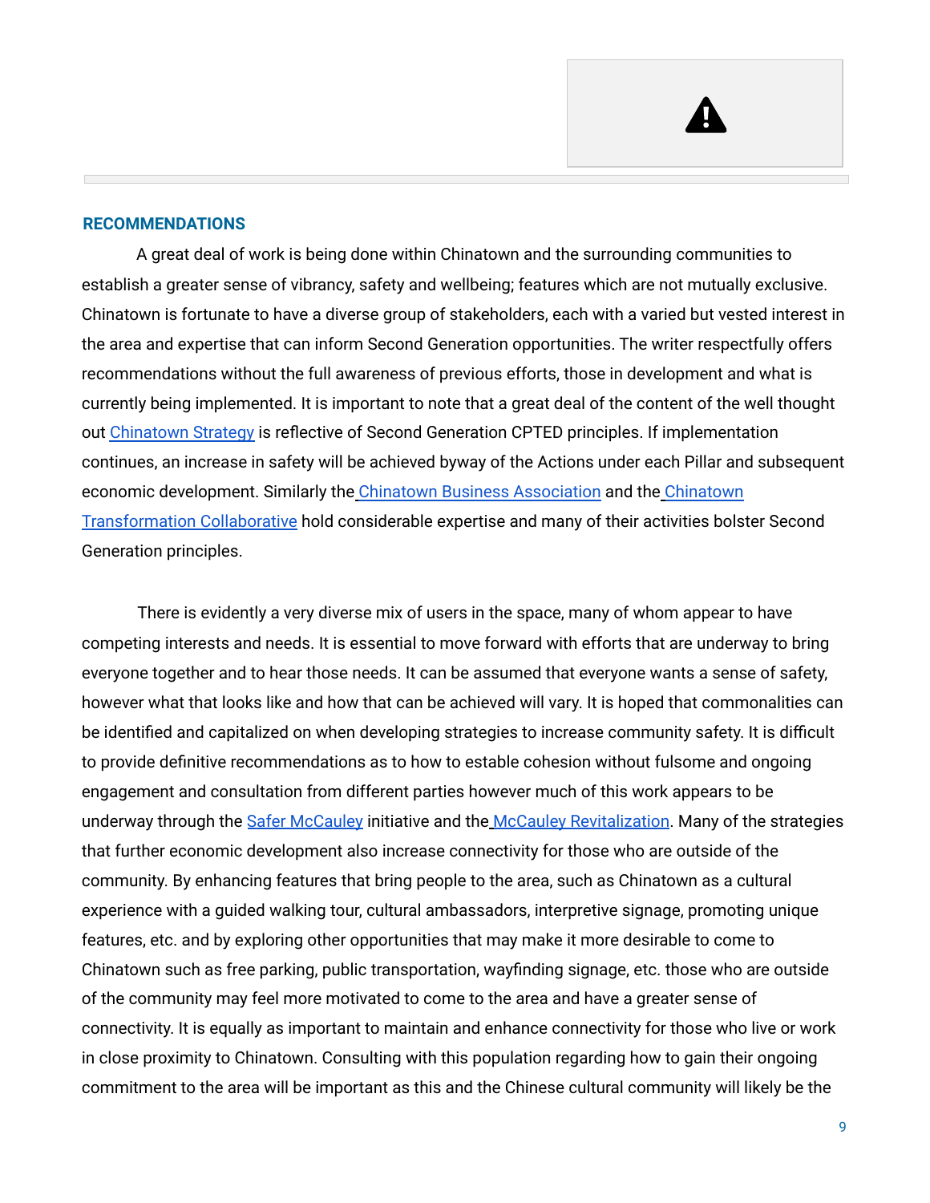## RECOMMENDATIONS

A great deal of work is being done within Chinatown and the surrounding communities to establish a greater sense of vibrancy, safety and wellbeing; features which are not mutually exclusive. Chinatown is fortunate to have a diverse group of stakeholders, each with a varied but vested interest in the area and expertise that can inform Second Generation opportunities. The writer respectfully offers recommendations without the full awareness of previous efforts, those in development and what is currently being implemented. It is important to note that a great deal of the content of the well thought out Chinatown Strategy is reflective of Second Generation CPTED principles. If implementation continues, an increase in safety will be achieved byway of the Actions under each Pillar and subsequent economic development. Similarly the Chinatown Business Association and the Chinatown Transformation Collaborative hold considerable expertise and many of their activities bolster Second Generation principles.

There is evidently a very diverse mix of users in the space, many of whom appear to have competing interests and needs. It is essential to move forward with efforts that are underway to bring everyone together and to hear those needs. It can be assumed that everyone wants a sense of safety, however what that looks like and how that can be achieved will vary. It is hoped that commonalities can be identified and capitalized on when developing strategies to increase community safety. It is difficult to provide definitive recommendations as to how to estable cohesion without fulsome and ongoing engagement and consultation from different parties however much of this work appears to be underway through the Safer McCauley initiative and the McCauley Revitalization. Many of the strategies that further economic development also increase connectivity for those who are outside of the community. By enhancing features that bring people to the area, such as Chinatown as a cultural experience with a guided walking tour, cultural ambassadors, interpretive signage, promoting unique features, etc. and by exploring other opportunities that may make it more desirable to come to Chinatown such as free parking, public transportation, wayfinding signage, etc. those who are outside of the community may feel more motivated to come to the area and have a greater sense of connectivity. It is equally as important to maintain and enhance connectivity for those who live or work in close proximity to Chinatown. Consulting with this population regarding how to gain their ongoing commitment to the area will be important as this and the Chinese cultural community will likely be the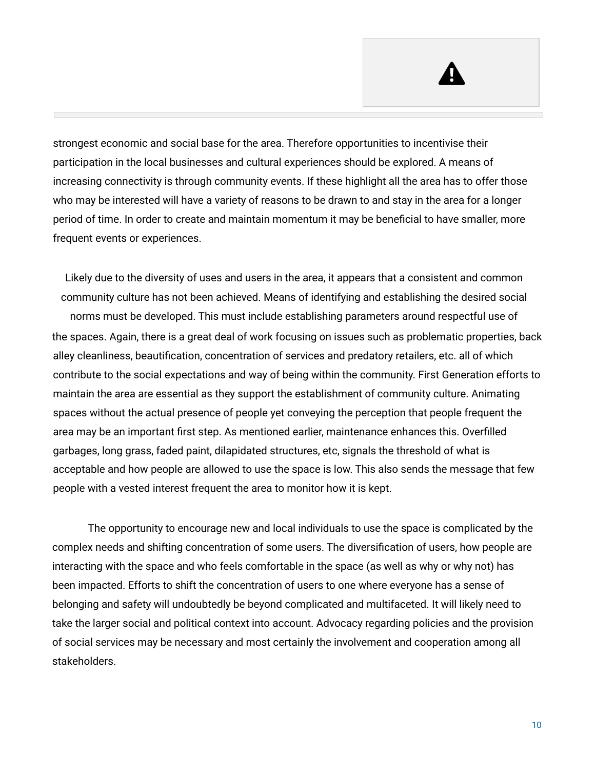strongest economic and social base for the area. Therefore opportunities to incentivise their participation in the local businesses and cultural experiences should be explored. A means of increasing connectivity is through community events. If these highlight all the area has to offer those who may be interested will have a variety of reasons to be drawn to and stay in the area for a longer period of time. In order to create and maintain momentum it may be beneficial to have smaller, more frequent events or experiences.

Likely due to the diversity of uses and users in the area, it appears that a consistent and common community culture has not been achieved. Means of identifying and establishing the desired social norms must be developed. This must include establishing parameters around respectful use of the spaces. Again, there is a great deal of work focusing on issues such as problematic properties, back alley cleanliness, beautification, concentration of services and predatory retailers, etc. all of which contribute to the social expectations and way of being within the community. First Generation efforts to maintain the area are essential as they support the establishment of community culture. Animating spaces without the actual presence of people yet conveying the perception that people frequent the area may be an important first step. As mentioned earlier, maintenance enhances this. Overfilled garbages, long grass, faded paint, dilapidated structures, etc, signals the threshold of what is acceptable and how people are allowed to use the space is low. This also sends the message that few people with a vested interest frequent the area to monitor how it is kept.

The opportunity to encourage new and local individuals to use the space is complicated by the complex needs and shifting concentration of some users. The diversification of users, how people are interacting with the space and who feels comfortable in the space (as well as why or why not) has been impacted. Efforts to shift the concentration of users to one where everyone has a sense of belonging and safety will undoubtedly be beyond complicated and multifaceted. It will likely need to take the larger social and political context into account. Advocacy regarding policies and the provision of social services may be necessary and most certainly the involvement and cooperation among all stakeholders.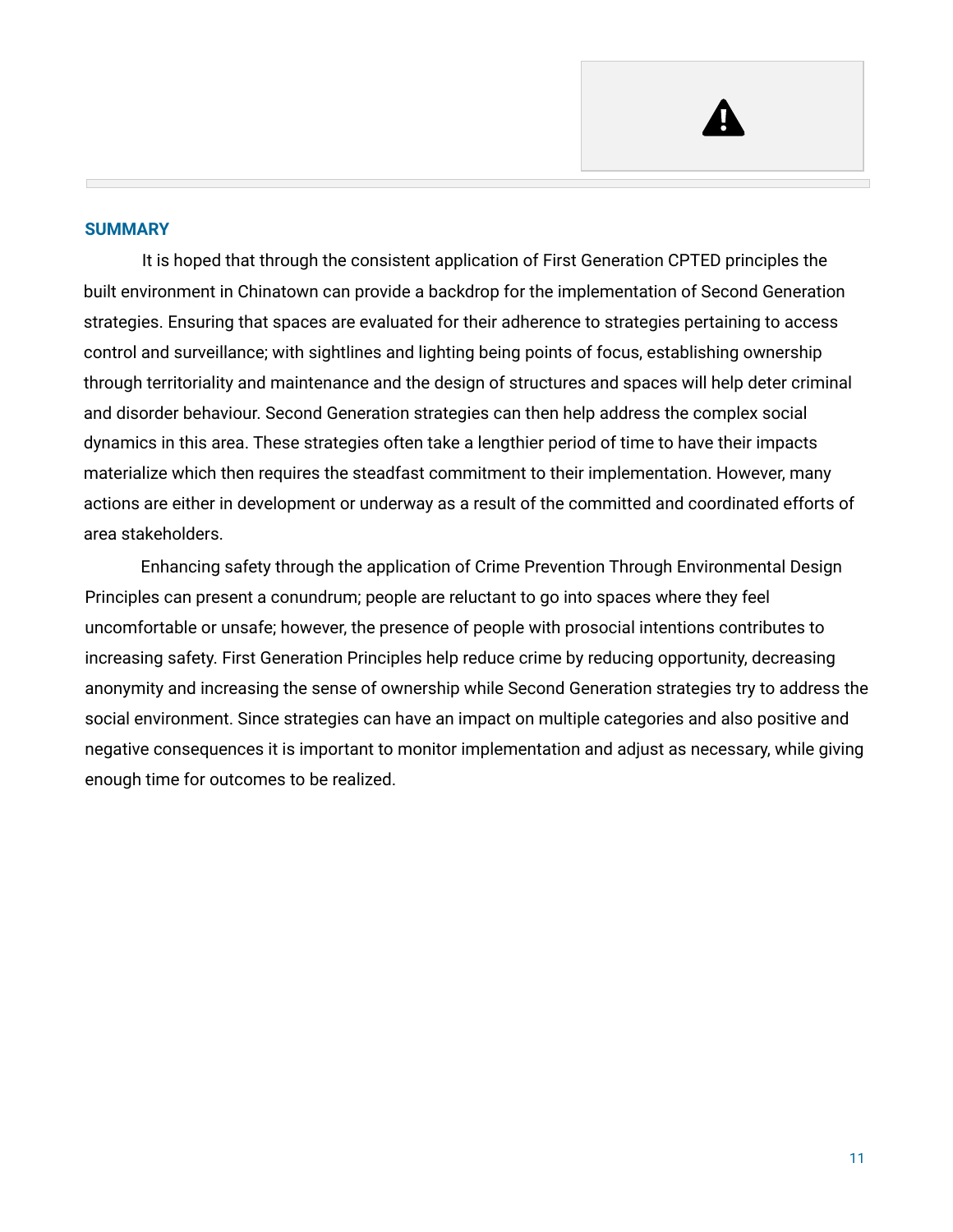## SUMMARY

It is hoped that through the consistent application of First Generation CPTED principles the built environment in Chinatown can provide a backdrop for the implementation of Second Generation strategies. Ensuring that spaces are evaluated for their adherence to strategies pertaining to access control and surveillance; with sightlines and lighting being points of focus, establishing ownership through territoriality and maintenance and the design of structures and spaces will help deter criminal and disorder behaviour. Second Generation strategies can then help address the complex social dynamics in this area. These strategies often take a lengthier period of time to have their impacts materialize which then requires the steadfast commitment to their implementation. However, many actions are either in development or underway as a result of the committed and coordinated efforts of area stakeholders.

Enhancing safety through the application of Crime Prevention Through Environmental Design Principles can present a conundrum; people are reluctant to go into spaces where they feel uncomfortable or unsafe; however, the presence of people with prosocial intentions contributes to increasing safety. First Generation Principles help reduce crime by reducing opportunity, decreasing anonymity and increasing the sense of ownership while Second Generation strategies try to address the social environment. Since strategies can have an impact on multiple categories and also positive and negative consequences it is important to monitor implementation and adjust as necessary, while giving enough time for outcomes to be realized.